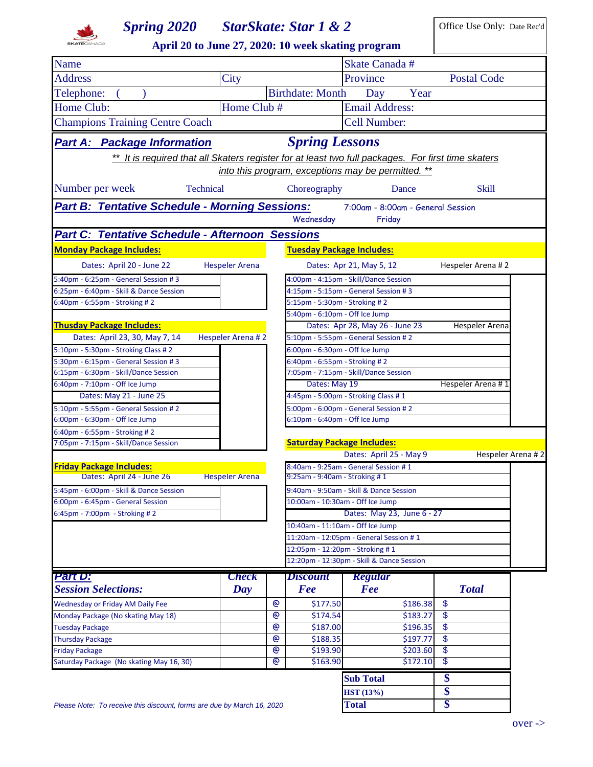# Spring 2020 StarSkate: Star 1 & 2

**April 20 to June 27, 2020: 10 week skating program**

Office Use Only: Date Rec'd

| Name | | Skate Canada # | |
|---|---|---|---|
| Address | City | Province | Postal Code |
| Telephone: ( ) | | Birthdate: Month Day Year | |
| Home Club: | Home Club # | Email Address: | |
| Champions Training Centre Coach | | Cell Number: | |

## *Part A: Package Information* — *Spring Lessons*

*** It is required that all Skaters register for at least two full packages. For first time skaters into this program, exceptions may be permitted. ***

| Number per week | Technical | Choreography | Dance | Skill |
|---|---|---|---|---|
| | | | | |

## *Part B: Tentative Schedule - Morning Sessions:*

7:00am - 8:00am - General Session

Wednesday — Friday

## *Part C: Tentative Schedule - Afternoon Sessions*

**Monday Package Includes:**

Dates: April 20 - June 22 — Hespeler Arena

- 5:40pm - 6:25pm - General Session # 3
- 6:25pm - 6:40pm - Skill & Dance Session
- 6:40pm - 6:55pm - Stroking # 2

**Thusday Package Includes:**

Dates: April 23, 30, May 7, 14 — Hespeler Arena # 2

- 5:10pm - 5:30pm - Stroking Class # 2
- 5:30pm - 6:15pm - General Session # 3
- 6:15pm - 6:30pm - Skill/Dance Session
- 6:40pm - 7:10pm - Off Ice Jump

Dates: May 21 - June 25

- 5:10pm - 5:55pm - General Session # 2
- 6:00pm - 6:30pm - Off Ice Jump
- 6:40pm - 6:55pm - Stroking # 2
- 7:05pm - 7:15pm - Skill/Dance Session

**Friday Package Includes:**

Dates: April 24 - June 26 — Hespeler Arena

- 5:45pm - 6:00pm - Skill & Dance Session
- 6:00pm - 6:45pm - General Session
- 6:45pm - 7:00pm - Stroking # 2

**Tuesday Package Includes:**

Dates: Apr 21, May 5, 12 — Hespeler Arena # 2

- 4:00pm - 4:15pm - Skill/Dance Session
- 4:15pm - 5:15pm - General Session # 3
- 5:15pm - 5:30pm - Stroking # 2
- 5:40pm - 6:10pm - Off Ice Jump

Dates: Apr 28, May 26 - June 23 — Hespeler Arena

- 5:10pm - 5:55pm - General Session # 2
- 6:00pm - 6:30pm - Off Ice Jump
- 6:40pm - 6:55pm - Stroking # 2
- 7:05pm - 7:15pm - Skill/Dance Session

Dates: May 19 — Hespeler Arena # 1

- 4:45pm - 5:00pm - Stroking Class # 1
- 5:00pm - 6:00pm - General Session # 2
- 6:10pm - 6:40pm - Off Ice Jump

**Saturday Package Includes:**

Dates: April 25 - May 9 — Hespeler Arena # 2

- 8:40am - 9:25am - General Session # 1
- 9:25am - 9:40am - Stroking # 1
- 9:40am - 9:50am - Skill & Dance Session
- 10:00am - 10:30am - Off Ice Jump

Dates: May 23, June 6 - 27

- 10:40am - 11:10am - Off Ice Jump
- 11:20am - 12:05pm - General Session # 1
- 12:05pm - 12:20pm - Stroking # 1
- 12:20pm - 12:30pm - Skill & Dance Session

## *Part D: Session Selections:*

| Session Selections | Check Day | | Discount Fee | Regular Fee | Total |
|---|---|---|---|---|---|
| Wednesday or Friday AM Daily Fee | | @ | $177.50 | $186.38 | $ |
| Monday Package (No skating May 18) | | @ | $174.54 | $183.27 | $ |
| Tuesday Package | | @ | $187.00 | $196.35 | $ |
| Thursday Package | | @ | $188.35 | $197.77 | $ |
| Friday Package | | @ | $193.90 | $203.60 | $ |
| Saturday Package (No skating May 16, 30) | | @ | $163.90 | $172.10 | $ |

| | |
|---|---|
| **Sub Total** | **$** |
| **HST (13%)** | **$** |
| **Total** | **$** |

*Please Note: To receive this discount, forms are due by March 16, 2020*

over ->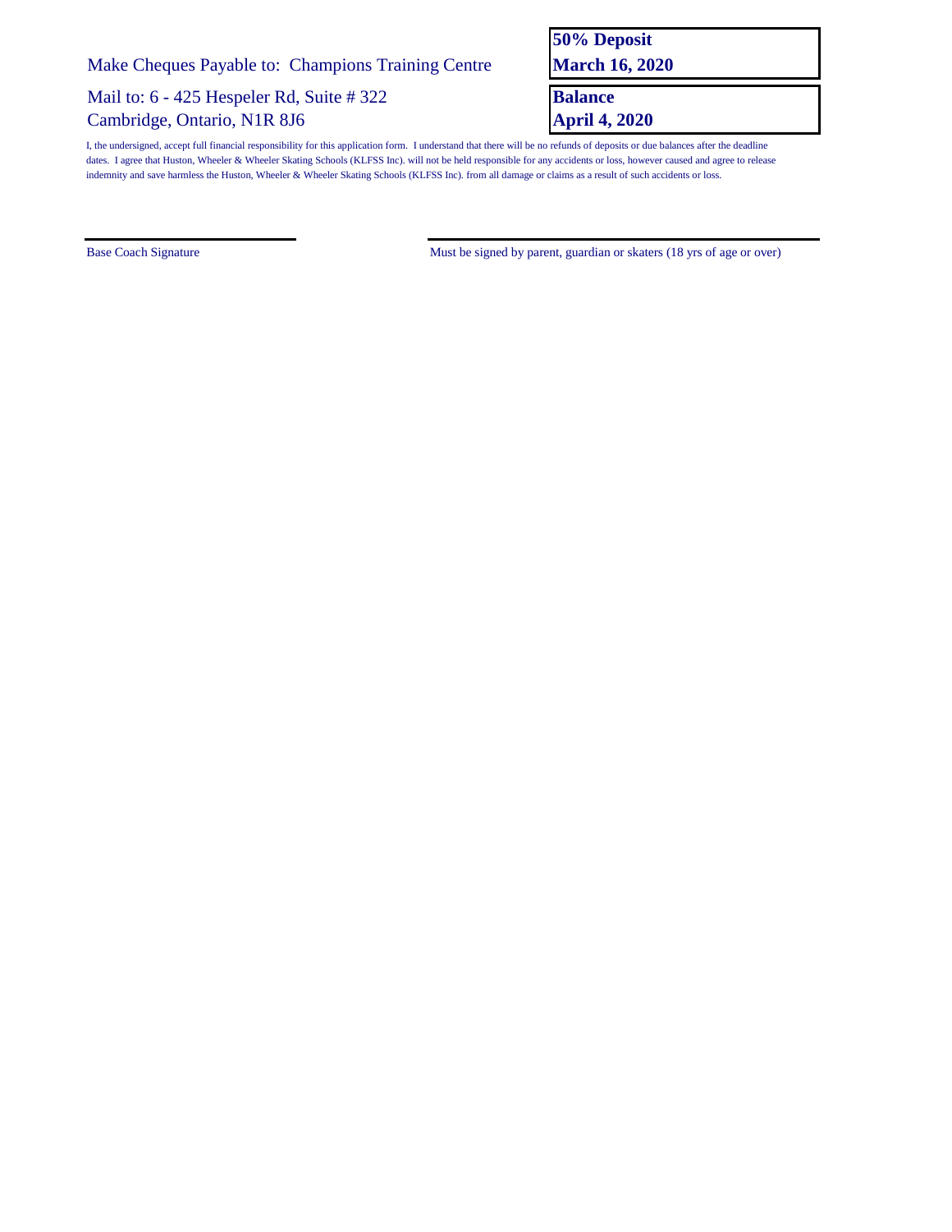Make Cheques Payable to: Champions Training Centre

Mail to: 6 - 425 Hespeler Rd, Suite # 322
Cambridge, Ontario, N1R 8J6

| | |
|---|---|
| **50% Deposit** | **March 16, 2020** |
| **Balance** | **April 4, 2020** |

I, the undersigned, accept full financial responsibility for this application form. I understand that there will be no refunds of deposits or due balances after the deadline dates. I agree that Huston, Wheeler & Wheeler Skating Schools (KLFSS Inc). will not be held responsible for any accidents or loss, however caused and agree to release indemnity and save harmless the Huston, Wheeler & Wheeler Skating Schools (KLFSS Inc). from all damage or claims as a result of such accidents or loss.

Base Coach Signature

Must be signed by parent, guardian or skaters (18 yrs of age or over)